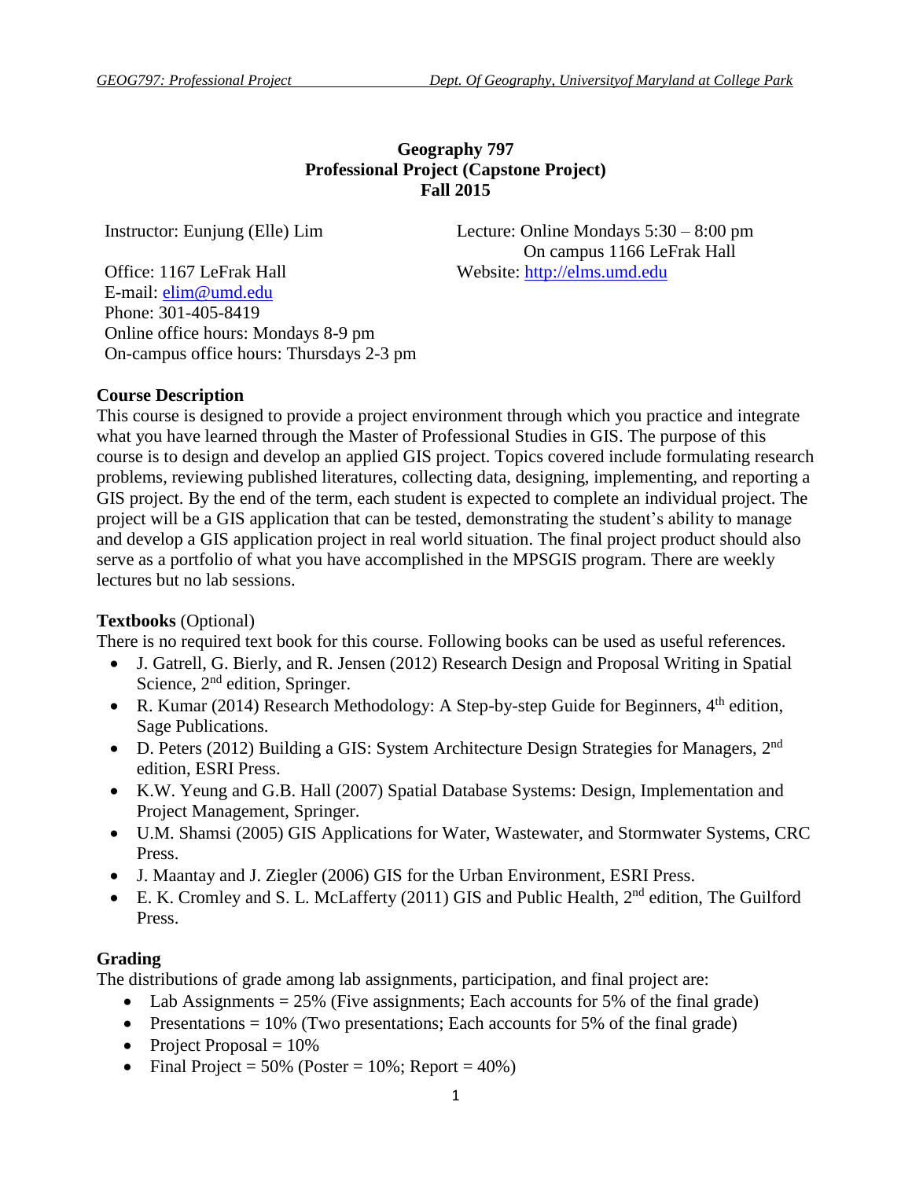# Geography 797
# Professional Project (Capstone Project)
# Fall 2015

Instructor: Eunjung (Elle) Lim

Office: 1167 LeFrak Hall
E-mail: elim@umd.edu
Phone: 301-405-8419
Online office hours: Mondays 8-9 pm
On-campus office hours: Thursdays 2-3 pm

Lecture: Online Mondays 5:30 – 8:00 pm
On campus 1166 LeFrak Hall
Website: http://elms.umd.edu

## Course Description

This course is designed to provide a project environment through which you practice and integrate what you have learned through the Master of Professional Studies in GIS. The purpose of this course is to design and develop an applied GIS project. Topics covered include formulating research problems, reviewing published literatures, collecting data, designing, implementing, and reporting a GIS project. By the end of the term, each student is expected to complete an individual project. The project will be a GIS application that can be tested, demonstrating the student's ability to manage and develop a GIS application project in real world situation. The final project product should also serve as a portfolio of what you have accomplished in the MPSGIS program. There are weekly lectures but no lab sessions.

## Textbooks (Optional)

There is no required text book for this course. Following books can be used as useful references.

- J. Gatrell, G. Bierly, and R. Jensen (2012) Research Design and Proposal Writing in Spatial Science, 2nd edition, Springer.
- R. Kumar (2014) Research Methodology: A Step-by-step Guide for Beginners, 4th edition, Sage Publications.
- D. Peters (2012) Building a GIS: System Architecture Design Strategies for Managers, 2nd edition, ESRI Press.
- K.W. Yeung and G.B. Hall (2007) Spatial Database Systems: Design, Implementation and Project Management, Springer.
- U.M. Shamsi (2005) GIS Applications for Water, Wastewater, and Stormwater Systems, CRC Press.
- J. Maantay and J. Ziegler (2006) GIS for the Urban Environment, ESRI Press.
- E. K. Cromley and S. L. McLafferty (2011) GIS and Public Health, 2nd edition, The Guilford Press.

## Grading

The distributions of grade among lab assignments, participation, and final project are:

- Lab Assignments = 25% (Five assignments; Each accounts for 5% of the final grade)
- Presentations = 10% (Two presentations; Each accounts for 5% of the final grade)
- Project Proposal = 10%
- Final Project = 50% (Poster = 10%; Report = 40%)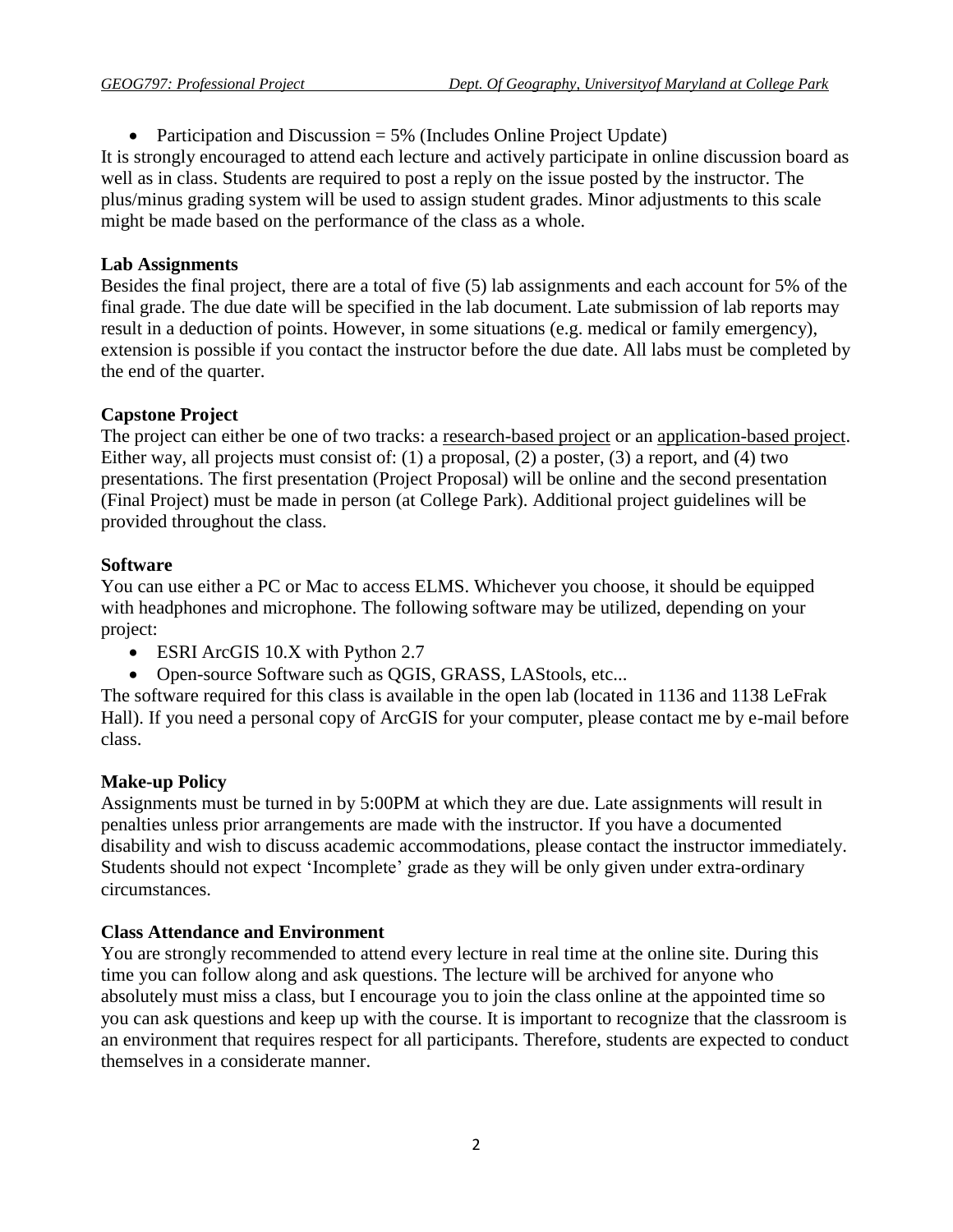- Participation and Discussion = 5% (Includes Online Project Update)

It is strongly encouraged to attend each lecture and actively participate in online discussion board as well as in class. Students are required to post a reply on the issue posted by the instructor. The plus/minus grading system will be used to assign student grades. Minor adjustments to this scale might be made based on the performance of the class as a whole.

**Lab Assignments**

Besides the final project, there are a total of five (5) lab assignments and each account for 5% of the final grade. The due date will be specified in the lab document. Late submission of lab reports may result in a deduction of points. However, in some situations (e.g. medical or family emergency), extension is possible if you contact the instructor before the due date. All labs must be completed by the end of the quarter.

**Capstone Project**

The project can either be one of two tracks: a research-based project or an application-based project. Either way, all projects must consist of: (1) a proposal, (2) a poster, (3) a report, and (4) two presentations. The first presentation (Project Proposal) will be online and the second presentation (Final Project) must be made in person (at College Park). Additional project guidelines will be provided throughout the class.

**Software**

You can use either a PC or Mac to access ELMS. Whichever you choose, it should be equipped with headphones and microphone. The following software may be utilized, depending on your project:

- ESRI ArcGIS 10.X with Python 2.7
- Open-source Software such as QGIS, GRASS, LAStools, etc...

The software required for this class is available in the open lab (located in 1136 and 1138 LeFrak Hall). If you need a personal copy of ArcGIS for your computer, please contact me by e-mail before class.

**Make-up Policy**

Assignments must be turned in by 5:00PM at which they are due. Late assignments will result in penalties unless prior arrangements are made with the instructor. If you have a documented disability and wish to discuss academic accommodations, please contact the instructor immediately. Students should not expect 'Incomplete' grade as they will be only given under extra-ordinary circumstances.

**Class Attendance and Environment**

You are strongly recommended to attend every lecture in real time at the online site. During this time you can follow along and ask questions. The lecture will be archived for anyone who absolutely must miss a class, but I encourage you to join the class online at the appointed time so you can ask questions and keep up with the course. It is important to recognize that the classroom is an environment that requires respect for all participants. Therefore, students are expected to conduct themselves in a considerate manner.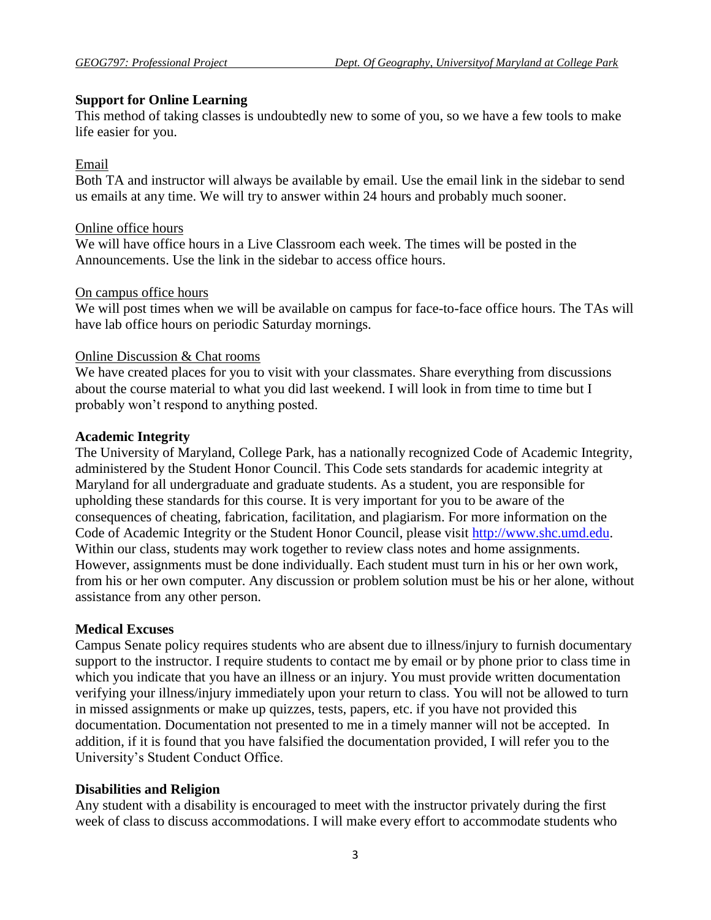## Support for Online Learning

This method of taking classes is undoubtedly new to some of you, so we have a few tools to make life easier for you.

### Email

Both TA and instructor will always be available by email. Use the email link in the sidebar to send us emails at any time. We will try to answer within 24 hours and probably much sooner.

### Online office hours

We will have office hours in a Live Classroom each week. The times will be posted in the Announcements. Use the link in the sidebar to access office hours.

### On campus office hours

We will post times when we will be available on campus for face-to-face office hours. The TAs will have lab office hours on periodic Saturday mornings.

### Online Discussion & Chat rooms

We have created places for you to visit with your classmates. Share everything from discussions about the course material to what you did last weekend. I will look in from time to time but I probably won't respond to anything posted.

## Academic Integrity

The University of Maryland, College Park, has a nationally recognized Code of Academic Integrity, administered by the Student Honor Council. This Code sets standards for academic integrity at Maryland for all undergraduate and graduate students. As a student, you are responsible for upholding these standards for this course. It is very important for you to be aware of the consequences of cheating, fabrication, facilitation, and plagiarism. For more information on the Code of Academic Integrity or the Student Honor Council, please visit [http://www.shc.umd.edu](http://www.shc.umd.edu). Within our class, students may work together to review class notes and home assignments. However, assignments must be done individually. Each student must turn in his or her own work, from his or her own computer. Any discussion or problem solution must be his or her alone, without assistance from any other person.

## Medical Excuses

Campus Senate policy requires students who are absent due to illness/injury to furnish documentary support to the instructor. I require students to contact me by email or by phone prior to class time in which you indicate that you have an illness or an injury. You must provide written documentation verifying your illness/injury immediately upon your return to class. You will not be allowed to turn in missed assignments or make up quizzes, tests, papers, etc. if you have not provided this documentation. Documentation not presented to me in a timely manner will not be accepted. In addition, if it is found that you have falsified the documentation provided, I will refer you to the University's Student Conduct Office.

## Disabilities and Religion

Any student with a disability is encouraged to meet with the instructor privately during the first week of class to discuss accommodations. I will make every effort to accommodate students who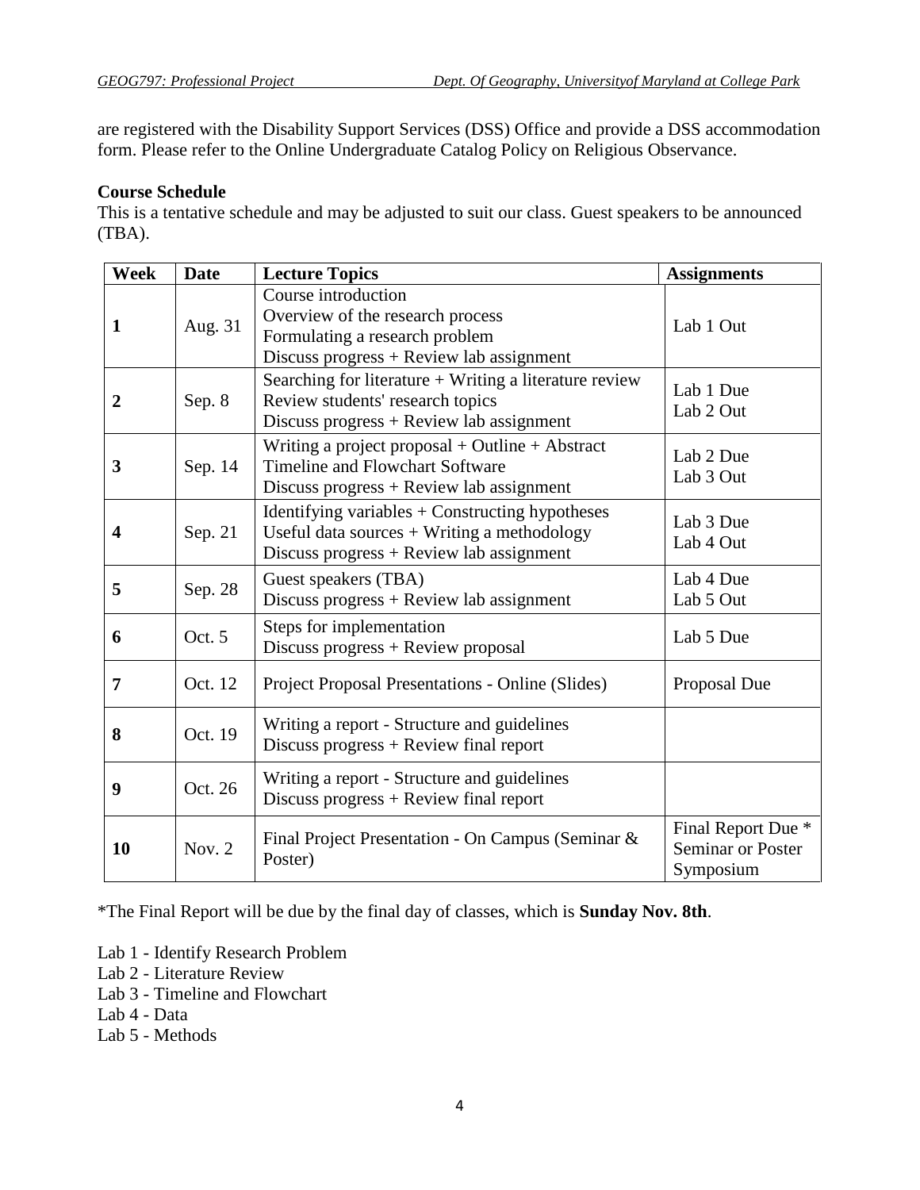are registered with the Disability Support Services (DSS) Office and provide a DSS accommodation form. Please refer to the Online Undergraduate Catalog Policy on Religious Observance.

**Course Schedule**

This is a tentative schedule and may be adjusted to suit our class. Guest speakers to be announced (TBA).

| Week | Date | Lecture Topics | Assignments |
|---|---|---|---|
| **1** | Aug. 31 | Course introduction<br>Overview of the research process<br>Formulating a research problem<br>Discuss progress + Review lab assignment | Lab 1 Out |
| **2** | Sep. 8 | Searching for literature + Writing a literature review<br>Review students' research topics<br>Discuss progress + Review lab assignment | Lab 1 Due<br>Lab 2 Out |
| **3** | Sep. 14 | Writing a project proposal + Outline + Abstract<br>Timeline and Flowchart Software<br>Discuss progress + Review lab assignment | Lab 2 Due<br>Lab 3 Out |
| **4** | Sep. 21 | Identifying variables + Constructing hypotheses<br>Useful data sources + Writing a methodology<br>Discuss progress + Review lab assignment | Lab 3 Due<br>Lab 4 Out |
| **5** | Sep. 28 | Guest speakers (TBA)<br>Discuss progress + Review lab assignment | Lab 4 Due<br>Lab 5 Out |
| **6** | Oct. 5 | Steps for implementation<br>Discuss progress + Review proposal | Lab 5 Due |
| **7** | Oct. 12 | Project Proposal Presentations - Online (Slides) | Proposal Due |
| **8** | Oct. 19 | Writing a report - Structure and guidelines<br>Discuss progress + Review final report | |
| **9** | Oct. 26 | Writing a report - Structure and guidelines<br>Discuss progress + Review final report | |
| **10** | Nov. 2 | Final Project Presentation - On Campus (Seminar & Poster) | Final Report Due *<br>Seminar or Poster Symposium |

*The Final Report will be due by the final day of classes, which is **Sunday Nov. 8th**.

Lab 1 - Identify Research Problem  
Lab 2 - Literature Review  
Lab 3 - Timeline and Flowchart  
Lab 4 - Data  
Lab 5 - Methods